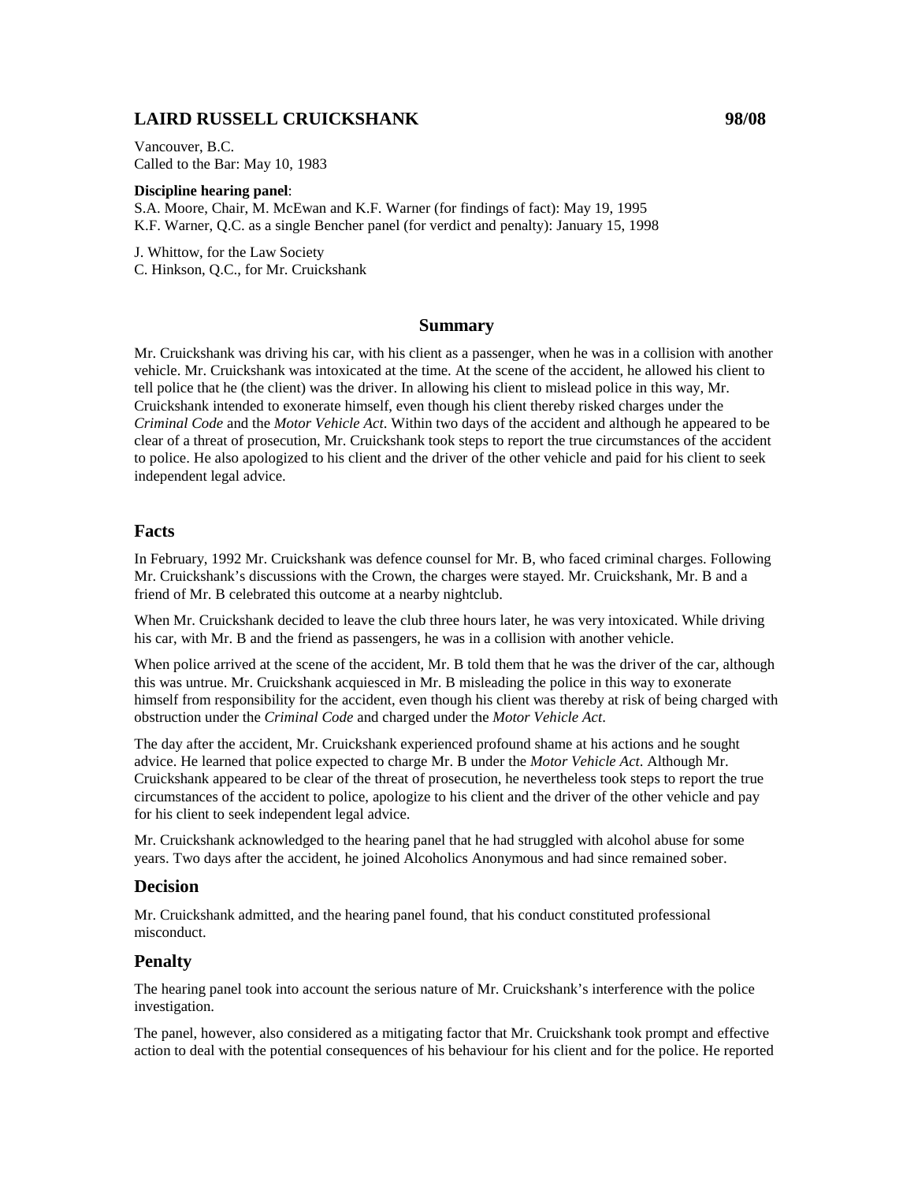## LAIRD RUSSELL CRUICKSHANK 98/08

Vancouver, B.C.
Called to the Bar: May 10, 1983

**Discipline hearing panel**:
S.A. Moore, Chair, M. McEwan and K.F. Warner (for findings of fact): May 19, 1995
K.F. Warner, Q.C. as a single Bencher panel (for verdict and penalty): January 15, 1998

J. Whittow, for the Law Society
C. Hinkson, Q.C., for Mr. Cruickshank

### Summary

Mr. Cruickshank was driving his car, with his client as a passenger, when he was in a collision with another vehicle. Mr. Cruickshank was intoxicated at the time. At the scene of the accident, he allowed his client to tell police that he (the client) was the driver. In allowing his client to mislead police in this way, Mr. Cruickshank intended to exonerate himself, even though his client thereby risked charges under the *Criminal Code* and the *Motor Vehicle Act*. Within two days of the accident and although he appeared to be clear of a threat of prosecution, Mr. Cruickshank took steps to report the true circumstances of the accident to police. He also apologized to his client and the driver of the other vehicle and paid for his client to seek independent legal advice.

### Facts

In February, 1992 Mr. Cruickshank was defence counsel for Mr. B, who faced criminal charges. Following Mr. Cruickshank's discussions with the Crown, the charges were stayed. Mr. Cruickshank, Mr. B and a friend of Mr. B celebrated this outcome at a nearby nightclub.

When Mr. Cruickshank decided to leave the club three hours later, he was very intoxicated. While driving his car, with Mr. B and the friend as passengers, he was in a collision with another vehicle.

When police arrived at the scene of the accident, Mr. B told them that he was the driver of the car, although this was untrue. Mr. Cruickshank acquiesced in Mr. B misleading the police in this way to exonerate himself from responsibility for the accident, even though his client was thereby at risk of being charged with obstruction under the *Criminal Code* and charged under the *Motor Vehicle Act*.

The day after the accident, Mr. Cruickshank experienced profound shame at his actions and he sought advice. He learned that police expected to charge Mr. B under the *Motor Vehicle Act*. Although Mr. Cruickshank appeared to be clear of the threat of prosecution, he nevertheless took steps to report the true circumstances of the accident to police, apologize to his client and the driver of the other vehicle and pay for his client to seek independent legal advice.

Mr. Cruickshank acknowledged to the hearing panel that he had struggled with alcohol abuse for some years. Two days after the accident, he joined Alcoholics Anonymous and had since remained sober.

### Decision

Mr. Cruickshank admitted, and the hearing panel found, that his conduct constituted professional misconduct.

### Penalty

The hearing panel took into account the serious nature of Mr. Cruickshank's interference with the police investigation.

The panel, however, also considered as a mitigating factor that Mr. Cruickshank took prompt and effective action to deal with the potential consequences of his behaviour for his client and for the police. He reported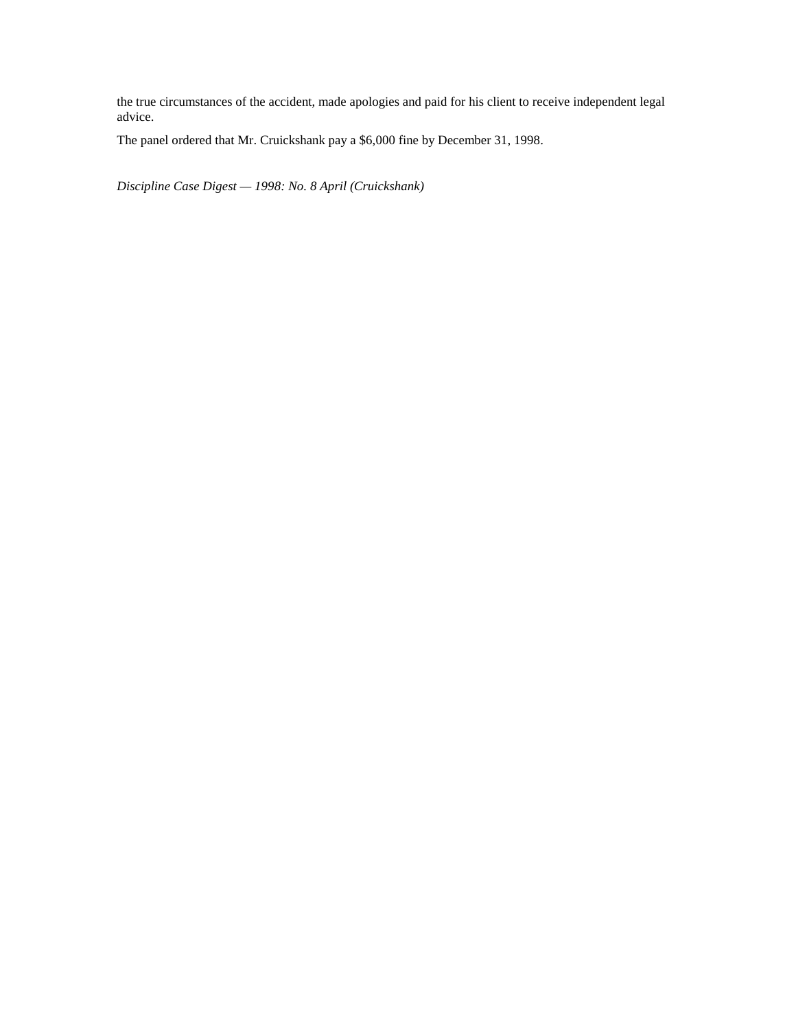the true circumstances of the accident, made apologies and paid for his client to receive independent legal advice.

The panel ordered that Mr. Cruickshank pay a $6,000 fine by December 31, 1998.

*Discipline Case Digest — 1998: No. 8 April (Cruickshank)*